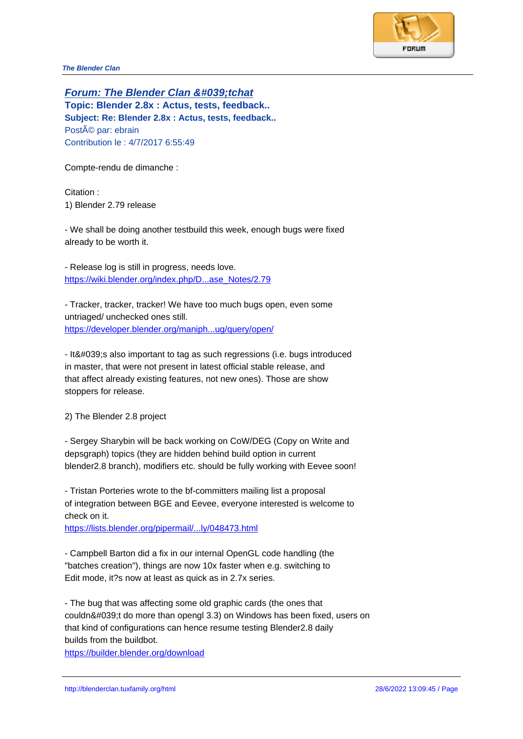The Blender Clan

## [Forum: The Blender Clan &#039;tchat]()

**Topic: Blender 2.8x : Actus, tests, feedback..**

**Subject: Re: Blender 2.8x : Actus, tests, feedback..**

PostÃ© par: ebrain

Contribution le : 4/7/2017 6:55:49

Compte-rendu de dimanche :

Citation :
1) Blender 2.79 release

- We shall be doing another testbuild this week, enough bugs were fixed already to be worth it.

- Release log is still in progress, needs love.
[https://wiki.blender.org/index.php/D...ase_Notes/2.79](https://wiki.blender.org/index.php/D...ase_Notes/2.79)

- Tracker, tracker, tracker! We have too much bugs open, even some untriaged/ unchecked ones still.
[https://developer.blender.org/maniph...ug/query/open/](https://developer.blender.org/maniph...ug/query/open/)

- It&#039;s also important to tag as such regressions (i.e. bugs introduced in master, that were not present in latest official stable release, and that affect already existing features, not new ones). Those are show stoppers for release.

2) The Blender 2.8 project

- Sergey Sharybin will be back working on CoW/DEG (Copy on Write and depsgraph) topics (they are hidden behind build option in current blender2.8 branch), modifiers etc. should be fully working with Eevee soon!

- Tristan Porteries wrote to the bf-committers mailing list a proposal of integration between BGE and Eevee, everyone interested is welcome to check on it.
[https://lists.blender.org/pipermail/...ly/048473.html](https://lists.blender.org/pipermail/...ly/048473.html)

- Campbell Barton did a fix in our internal OpenGL code handling (the "batches creation"), things are now 10x faster when e.g. switching to Edit mode, it?s now at least as quick as in 2.7x series.

- The bug that was affecting some old graphic cards (the ones that couldn&#039;t do more than opengl 3.3) on Windows has been fixed, users on that kind of configurations can hence resume testing Blender2.8 daily builds from the buildbot.
[https://builder.blender.org/download](https://builder.blender.org/download)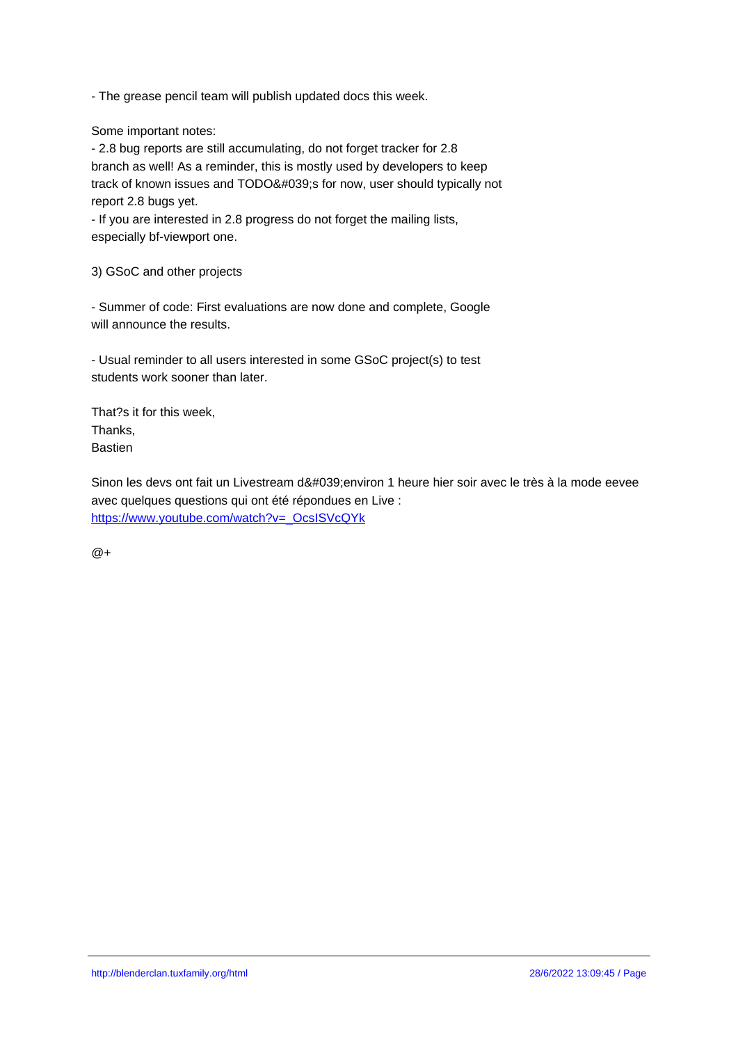- The grease pencil team will publish updated docs this week.

Some important notes:
- 2.8 bug reports are still accumulating, do not forget tracker for 2.8 branch as well! As a reminder, this is mostly used by developers to keep track of known issues and TODO&#039;s for now, user should typically not report 2.8 bugs yet.
- If you are interested in 2.8 progress do not forget the mailing lists, especially bf-viewport one.

3) GSoC and other projects

- Summer of code: First evaluations are now done and complete, Google will announce the results.

- Usual reminder to all users interested in some GSoC project(s) to test students work sooner than later.

That?s it for this week,
Thanks,
Bastien

Sinon les devs ont fait un Livestream d&#039;environ 1 heure hier soir avec le très à la mode eevee avec quelques questions qui ont été répondues en Live :
https://www.youtube.com/watch?v=_OcsISVcQYk

@+